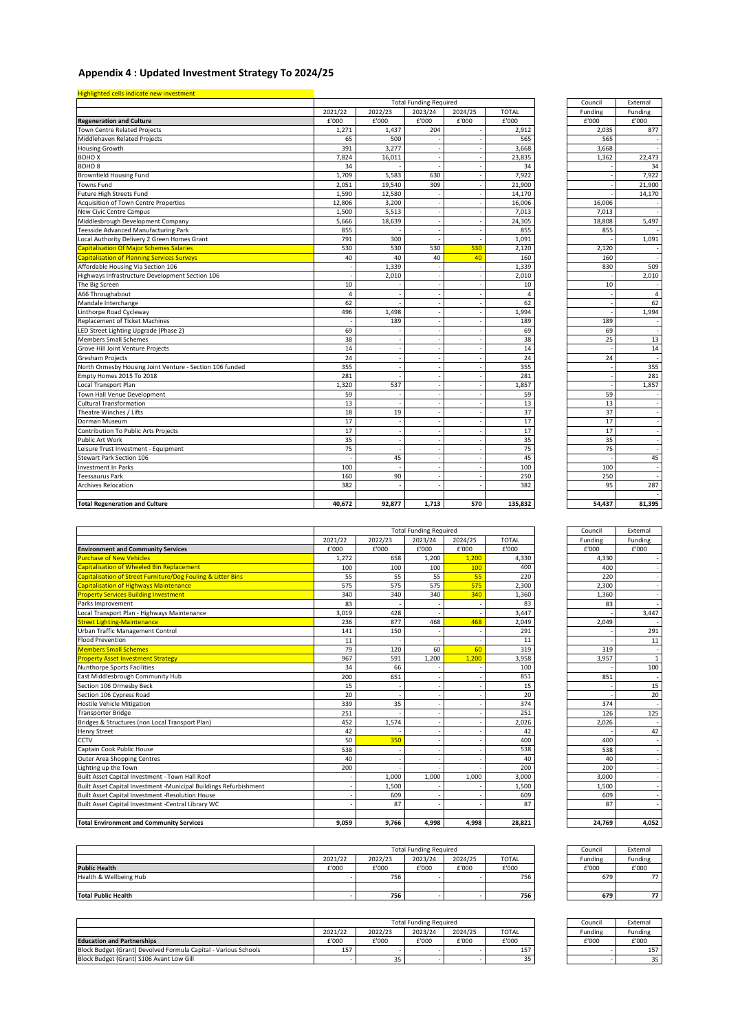# Appendix 4 : Updated Investment Strategy To 2024/25

Highlighted cells indicate new investment

| | Total Funding Required | | | | | Council | External |
|---|---|---|---|---|---|---|---|
| | 2021/22 | 2022/23 | 2023/24 | 2024/25 | TOTAL | Funding | Funding |
| **Regeneration and Culture** | £'000 | £'000 | £'000 | £'000 | £'000 | £'000 | £'000 |
| Town Centre Related Projects | 1,271 | 1,437 | 204 | - | 2,912 | 2,035 | 877 |
| Middlehaven Related Projects | 65 | 500 | - | - | 565 | 565 | - |
| Housing Growth | 391 | 3,277 | - | - | 3,668 | 3,668 | - |
| BOHO X | 7,824 | 16,011 | - | - | 23,835 | 1,362 | 22,473 |
| BOHO 8 | 34 | - | - | - | 34 | - | 34 |
| Brownfield Housing Fund | 1,709 | 5,583 | 630 | - | 7,922 | - | 7,922 |
| Towns Fund | 2,051 | 19,540 | 309 | - | 21,900 | - | 21,900 |
| Future High Streets Fund | 1,590 | 12,580 | - | - | 14,170 | - | 14,170 |
| Acquisition of Town Centre Properties | 12,806 | 3,200 | - | - | 16,006 | 16,006 | - |
| New Civic Centre Campus | 1,500 | 5,513 | - | - | 7,013 | 7,013 | - |
| Middlesbrough Development Company | 5,666 | 18,639 | - | - | 24,305 | 18,808 | 5,497 |
| Teesside Advanced Manufacturing Park | 855 | - | - | - | 855 | 855 | - |
| Local Authority Delivery 2 Green Homes Grant | 791 | 300 | - | - | 1,091 | - | 1,091 |
| Capitalisation Of Major Schemes Salaries | 530 | 530 | 530 | 530 | 2,120 | 2,120 | - |
| Capitalisation of Planning Services Surveys | 40 | 40 | 40 | 40 | 160 | 160 | - |
| Affordable Housing Via Section 106 | - | 1,339 | - | - | 1,339 | 830 | 509 |
| Highways Infrastructure Development Section 106 | - | 2,010 | - | - | 2,010 | - | 2,010 |
| The Big Screen | 10 | - | - | - | 10 | 10 | - |
| A66 Throughabout | 4 | - | - | - | 4 | - | 4 |
| Mandale Interchange | 62 | - | - | - | 62 | - | 62 |
| Linthorpe Road Cycleway | 496 | 1,498 | - | - | 1,994 | - | 1,994 |
| Replacement of Ticket Machines | - | 189 | - | - | 189 | 189 | - |
| LED Street Lighting Upgrade (Phase 2) | 69 | - | - | - | 69 | 69 | - |
| Members Small Schemes | 38 | - | - | - | 38 | 25 | 13 |
| Grove Hill Joint Venture Projects | 14 | - | - | - | 14 | - | 14 |
| Gresham Projects | 24 | - | - | - | 24 | 24 | - |
| North Ormesby Housing Joint Venture - Section 106 funded | 355 | - | - | - | 355 | - | 355 |
| Empty Homes 2015 To 2018 | 281 | - | - | - | 281 | - | 281 |
| Local Transport Plan | 1,320 | 537 | - | - | 1,857 | - | 1,857 |
| Town Hall Venue Development | 59 | - | - | - | 59 | 59 | - |
| Cultural Transformation | 13 | - | - | - | 13 | 13 | - |
| Theatre Winches / Lifts | 18 | 19 | - | - | 37 | 37 | - |
| Dorman Museum | 17 | - | - | - | 17 | 17 | - |
| Contribution To Public Arts Projects | 17 | - | - | - | 17 | 17 | - |
| Public Art Work | 35 | - | - | - | 35 | 35 | - |
| Leisure Trust Investment - Equipment | 75 | - | - | - | 75 | 75 | - |
| Stewart Park Section 106 | - | 45 | - | - | 45 | - | 45 |
| Investment In Parks | 100 | - | - | - | 100 | 100 | - |
| Teessaurus Park | 160 | 90 | - | - | 250 | 250 | - |
| Archives Relocation | 382 | - | - | - | 382 | 95 | 287 |
| | | | | | | | - |
| **Total Regeneration and Culture** | **40,672** | **92,877** | **1,713** | **570** | **135,832** | **54,437** | **81,395** |

| | Total Funding Required | | | | | Council | External |
|---|---|---|---|---|---|---|---|
| | 2021/22 | 2022/23 | 2023/24 | 2024/25 | TOTAL | Funding | Funding |
| **Environment and Community Services** | £'000 | £'000 | £'000 | £'000 | £'000 | £'000 | £'000 |
| Purchase of New Vehicles | 1,272 | 658 | 1,200 | 1,200 | 4,330 | 4,330 | - |
| Capitalisation of Wheeled Bin Replacement | 100 | 100 | 100 | 100 | 400 | 400 | - |
| Capitalisation of Street Furniture/Dog Fouling & Litter Bins | 55 | 55 | 55 | 55 | 220 | 220 | - |
| Capitalisation of Highways Maintenance | 575 | 575 | 575 | 575 | 2,300 | 2,300 | - |
| Property Services Building Investment | 340 | 340 | 340 | 340 | 1,360 | 1,360 | - |
| Parks Improvement | 83 | - | - | - | 83 | 83 | - |
| Local Transport Plan - Highways Maintenance | 3,019 | 428 | - | - | 3,447 | - | 3,447 |
| Street Lighting-Maintenance | 236 | 877 | 468 | 468 | 2,049 | 2,049 | - |
| Urban Traffic Management Control | 141 | 150 | - | - | 291 | - | 291 |
| Flood Prevention | 11 | - | - | - | 11 | - | 11 |
| Members Small Schemes | 79 | 120 | 60 | 60 | 319 | 319 | - |
| Property Asset Investment Strategy | 967 | 591 | 1,200 | 1,200 | 3,958 | 3,957 | 1 |
| Nunthorpe Sports Facilities | 34 | 66 | - | - | 100 | - | 100 |
| East Middlesbrough Community Hub | 200 | 651 | - | - | 851 | 851 | - |
| Section 106 Ormesby Beck | 15 | - | - | - | 15 | - | 15 |
| Section 106 Cypress Road | 20 | - | - | - | 20 | - | 20 |
| Hostile Vehicle Mitigation | 339 | 35 | - | - | 374 | 374 | - |
| Transporter Bridge | 251 | - | - | - | 251 | 126 | 125 |
| Bridges & Structures (non Local Transport Plan) | 452 | 1,574 | - | - | 2,026 | 2,026 | - |
| Henry Street | 42 | - | - | - | 42 | - | 42 |
| CCTV | 50 | 350 | - | - | 400 | 400 | - |
| Captain Cook Public House | 538 | - | - | - | 538 | 538 | - |
| Outer Area Shopping Centres | 40 | - | - | - | 40 | 40 | - |
| Lighting up the Town | 200 | - | - | - | 200 | 200 | - |
| Built Asset Capital Investment - Town Hall Roof | - | 1,000 | 1,000 | 1,000 | 3,000 | 3,000 | - |
| Built Asset Capital Investment -Municipal Buildings Refurbishment | - | 1,500 | - | - | 1,500 | 1,500 | - |
| Built Asset Capital Investment -Resolution House | - | 609 | - | - | 609 | 609 | - |
| Built Asset Capital Investment -Central Library WC | - | 87 | - | - | 87 | 87 | - |
| | | | | | | | |
| **Total Environment and Community Services** | **9,059** | **9,766** | **4,998** | **4,998** | **28,821** | **24,769** | **4,052** |

| | Total Funding Required | | | | | Council | External |
|---|---|---|---|---|---|---|---|
| | 2021/22 | 2022/23 | 2023/24 | 2024/25 | TOTAL | Funding | Funding |
| **Public Health** | £'000 | £'000 | £'000 | £'000 | £'000 | £'000 | £'000 |
| Health & Wellbeing Hub | - | 756 | - | - | 756 | 679 | 77 |
| | | | | | | | |
| **Total Public Health** | **-** | **756** | **-** | **-** | **756** | **679** | **77** |

| | Total Funding Required | | | | | Council | External |
|---|---|---|---|---|---|---|---|
| | 2021/22 | 2022/23 | 2023/24 | 2024/25 | TOTAL | Funding | Funding |
| **Education and Partnerships** | £'000 | £'000 | £'000 | £'000 | £'000 | £'000 | £'000 |
| Block Budget (Grant) Devolved Formula Capital - Various Schools | 157 | - | - | - | 157 | - | 157 |
| Block Budget (Grant) S106 Avant Low Gill | - | 35 | - | - | 35 | - | 35 |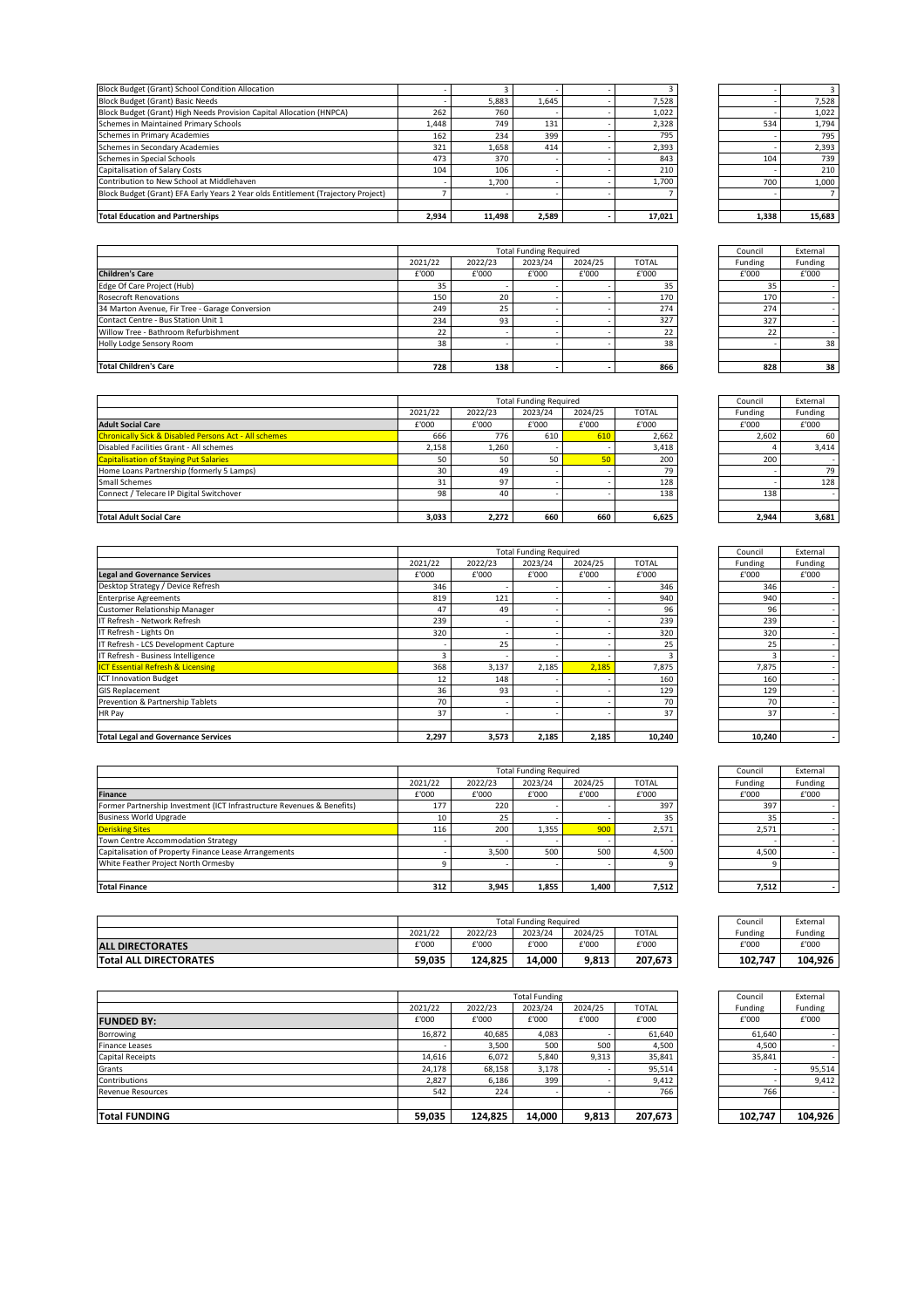| | | | | | | | |
|---|---|---|---|---|---|---|---|
| Block Budget (Grant) School Condition Allocation | - | 3 | - | - | 3 | - | 3 |
| Block Budget (Grant) Basic Needs | - | 5,883 | 1,645 | - | 7,528 | - | 7,528 |
| Block Budget (Grant) High Needs Provision Capital Allocation (HNPCA) | 262 | 760 | - | - | 1,022 | - | 1,022 |
| Schemes in Maintained Primary Schools | 1,448 | 749 | 131 | - | 2,328 | 534 | 1,794 |
| Schemes in Primary Academies | 162 | 234 | 399 | - | 795 | - | 795 |
| Schemes in Secondary Academies | 321 | 1,658 | 414 | - | 2,393 | - | 2,393 |
| Schemes in Special Schools | 473 | 370 | - | - | 843 | 104 | 739 |
| Capitalisation of Salary Costs | 104 | 106 | - | - | 210 | - | 210 |
| Contribution to New School at Middlehaven | - | 1,700 | - | - | 1,700 | 700 | 1,000 |
| Block Budget (Grant) EFA Early Years 2 Year olds Entitlement (Trajectory Project) | 7 | - | - | - | 7 | - | 7 |
| | | | | | | | |
| **Total Education and Partnerships** | **2,934** | **11,498** | **2,589** | **-** | **17,021** | **1,338** | **15,683** |

| | Total Funding Required | | | | | Council | External |
|---|---|---|---|---|---|---|---|
| | 2021/22 | 2022/23 | 2023/24 | 2024/25 | TOTAL | Funding | Funding |
| **Children's Care** | £'000 | £'000 | £'000 | £'000 | £'000 | £'000 | £'000 |
| Edge Of Care Project (Hub) | 35 | - | - | - | 35 | 35 | - |
| Rosecroft Renovations | 150 | 20 | - | - | 170 | 170 | - |
| 34 Marton Avenue, Fir Tree - Garage Conversion | 249 | 25 | - | - | 274 | 274 | - |
| Contact Centre - Bus Station Unit 1 | 234 | 93 | - | - | 327 | 327 | - |
| Willow Tree - Bathroom Refurbishment | 22 | - | - | - | 22 | 22 | - |
| Holly Lodge Sensory Room | 38 | - | - | - | 38 | - | 38 |
| | | | | | | | |
| **Total Children's Care** | **728** | **138** | **-** | **-** | **866** | **828** | **38** |

| | Total Funding Required | | | | | Council | External |
|---|---|---|---|---|---|---|---|
| | 2021/22 | 2022/23 | 2023/24 | 2024/25 | TOTAL | Funding | Funding |
| **Adult Social Care** | £'000 | £'000 | £'000 | £'000 | £'000 | £'000 | £'000 |
| Chronically Sick & Disabled Persons Act - All schemes | 666 | 776 | 610 | 610 | 2,662 | 2,602 | 60 |
| Disabled Facilities Grant - All schemes | 2,158 | 1,260 | - | - | 3,418 | 4 | 3,414 |
| Capitalisation of Staying Put Salaries | 50 | 50 | 50 | 50 | 200 | 200 | - |
| Home Loans Partnership (formerly 5 Lamps) | 30 | 49 | - | - | 79 | - | 79 |
| Small Schemes | 31 | 97 | - | - | 128 | - | 128 |
| Connect / Telecare IP Digital Switchover | 98 | 40 | - | - | 138 | 138 | - |
| | | | | | | | |
| **Total Adult Social Care** | **3,033** | **2,272** | **660** | **660** | **6,625** | **2,944** | **3,681** |

| | Total Funding Required | | | | | Council | External |
|---|---|---|---|---|---|---|---|
| | 2021/22 | 2022/23 | 2023/24 | 2024/25 | TOTAL | Funding | Funding |
| **Legal and Governance Services** | £'000 | £'000 | £'000 | £'000 | £'000 | £'000 | £'000 |
| Desktop Strategy / Device Refresh | 346 | - | - | - | 346 | 346 | - |
| Enterprise Agreements | 819 | 121 | - | - | 940 | 940 | - |
| Customer Relationship Manager | 47 | 49 | - | - | 96 | 96 | - |
| IT Refresh - Network Refresh | 239 | - | - | - | 239 | 239 | - |
| IT Refresh - Lights On | 320 | - | - | - | 320 | 320 | - |
| IT Refresh - LCS Development Capture | - | 25 | - | - | 25 | 25 | - |
| IT Refresh - Business Intelligence | 3 | - | - | - | 3 | 3 | - |
| ICT Essential Refresh & Licensing | 368 | 3,137 | 2,185 | 2,185 | 7,875 | 7,875 | - |
| ICT Innovation Budget | 12 | 148 | - | - | 160 | 160 | - |
| GIS Replacement | 36 | 93 | - | - | 129 | 129 | - |
| Prevention & Partnership Tablets | 70 | - | - | - | 70 | 70 | - |
| HR Pay | 37 | - | - | - | 37 | 37 | - |
| | | | | | | | |
| **Total Legal and Governance Services** | **2,297** | **3,573** | **2,185** | **2,185** | **10,240** | **10,240** | **-** |

| | Total Funding Required | | | | | Council | External |
|---|---|---|---|---|---|---|---|
| | 2021/22 | 2022/23 | 2023/24 | 2024/25 | TOTAL | Funding | Funding |
| **Finance** | £'000 | £'000 | £'000 | £'000 | £'000 | £'000 | £'000 |
| Former Partnership Investment (ICT Infrastructure Revenues & Benefits) | 177 | 220 | - | - | 397 | 397 | - |
| Business World Upgrade | 10 | 25 | - | - | 35 | 35 | - |
| Derisking Sites | 116 | 200 | 1,355 | 900 | 2,571 | 2,571 | - |
| Town Centre Accommodation Strategy | - | - | - | - | - | - | - |
| Capitalisation of Property Finance Lease Arrangements | - | 3,500 | 500 | 500 | 4,500 | 4,500 | - |
| White Feather Project North Ormesby | 9 | - | - | - | 9 | 9 | |
| | | | | | | | |
| **Total Finance** | **312** | **3,945** | **1,855** | **1,400** | **7,512** | **7,512** | **-** |

| | Total Funding Required | | | | | Council | External |
|---|---|---|---|---|---|---|---|
| | 2021/22 | 2022/23 | 2023/24 | 2024/25 | TOTAL | Funding | Funding |
| **ALL DIRECTORATES** | £'000 | £'000 | £'000 | £'000 | £'000 | £'000 | £'000 |
| **Total ALL DIRECTORATES** | **59,035** | **124,825** | **14,000** | **9,813** | **207,673** | **102,747** | **104,926** |

| | Total Funding | | | | | Council | External |
|---|---|---|---|---|---|---|---|
| | 2021/22 | 2022/23 | 2023/24 | 2024/25 | TOTAL | Funding | Funding |
| **FUNDED BY:** | £'000 | £'000 | £'000 | £'000 | £'000 | £'000 | £'000 |
| Borrowing | 16,872 | 40,685 | 4,083 | - | 61,640 | 61,640 | - |
| Finance Leases | - | 3,500 | 500 | 500 | 4,500 | 4,500 | - |
| Capital Receipts | 14,616 | 6,072 | 5,840 | 9,313 | 35,841 | 35,841 | - |
| Grants | 24,178 | 68,158 | 3,178 | - | 95,514 | - | 95,514 |
| Contributions | 2,827 | 6,186 | 399 | - | 9,412 | - | 9,412 |
| Revenue Resources | 542 | 224 | - | - | 766 | 766 | - |
| | | | | | | | |
| **Total FUNDING** | **59,035** | **124,825** | **14,000** | **9,813** | **207,673** | **102,747** | **104,926** |